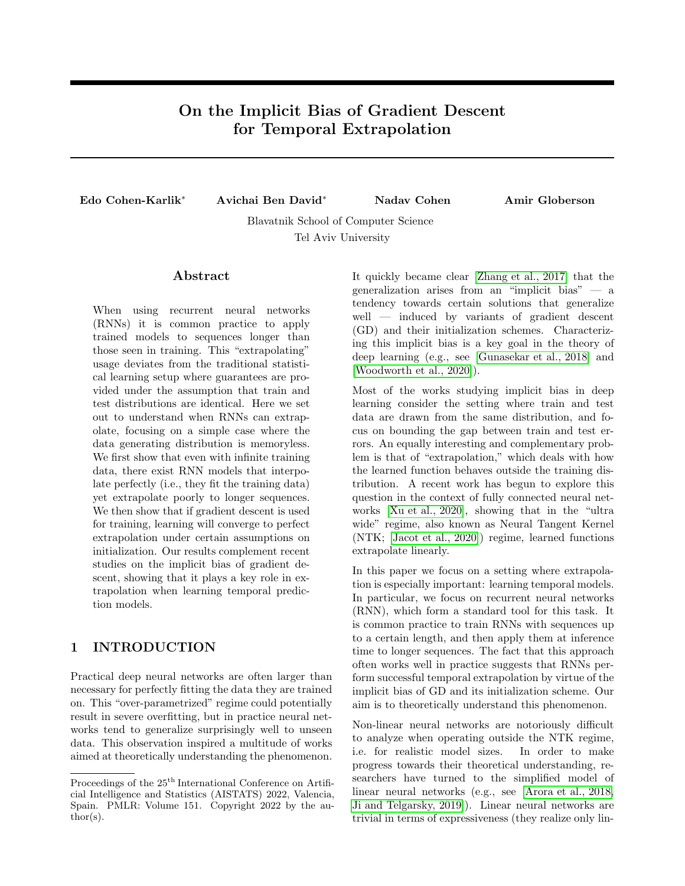# On the Implicit Bias of Gradient Descent for Temporal Extrapolation

**Edo Cohen-Karlik*** **Avichai Ben David*** **Nadav Cohen** **Amir Globerson**

Blavatnik School of Computer Science
Tel Aviv University

## Abstract

When using recurrent neural networks (RNNs) it is common practice to apply trained models to sequences longer than those seen in training. This "extrapolating" usage deviates from the traditional statistical learning setup where guarantees are provided under the assumption that train and test distributions are identical. Here we set out to understand when RNNs can extrapolate, focusing on a simple case where the data generating distribution is memoryless. We first show that even with infinite training data, there exist RNN models that interpolate perfectly (i.e., they fit the training data) yet extrapolate poorly to longer sequences. We then show that if gradient descent is used for training, learning will converge to perfect extrapolation under certain assumptions on initialization. Our results complement recent studies on the implicit bias of gradient descent, showing that it plays a key role in extrapolation when learning temporal prediction models.

## 1 INTRODUCTION

Practical deep neural networks are often larger than necessary for perfectly fitting the data they are trained on. This "over-parametrized" regime could potentially result in severe overfitting, but in practice neural networks tend to generalize surprisingly well to unseen data. This observation inspired a multitude of works aimed at theoretically understanding the phenomenon. It quickly became clear [Zhang et al., 2017] that the generalization arises from an "implicit bias" — a tendency towards certain solutions that generalize well — induced by variants of gradient descent (GD) and their initialization schemes. Characterizing this implicit bias is a key goal in the theory of deep learning (e.g., see [Gunasekar et al., 2018] and [Woodworth et al., 2020]).

Most of the works studying implicit bias in deep learning consider the setting where train and test data are drawn from the same distribution, and focus on bounding the gap between train and test errors. An equally interesting and complementary problem is that of "extrapolation," which deals with how the learned function behaves outside the training distribution. A recent work has begun to explore this question in the context of fully connected neural networks [Xu et al., 2020], showing that in the "ultra wide" regime, also known as Neural Tangent Kernel (NTK; [Jacot et al., 2020]) regime, learned functions extrapolate linearly.

In this paper we focus on a setting where extrapolation is especially important: learning temporal models. In particular, we focus on recurrent neural networks (RNN), which form a standard tool for this task. It is common practice to train RNNs with sequences up to a certain length, and then apply them at inference time to longer sequences. The fact that this approach often works well in practice suggests that RNNs perform successful temporal extrapolation by virtue of the implicit bias of GD and its initialization scheme. Our aim is to theoretically understand this phenomenon.

Non-linear neural networks are notoriously difficult to analyze when operating outside the NTK regime, i.e. for realistic model sizes. In order to make progress towards their theoretical understanding, researchers have turned to the simplified model of linear neural networks (e.g., see [Arora et al., 2018, Ji and Telgarsky, 2019]). Linear neural networks are trivial in terms of expressiveness (they realize only lin-

Proceedings of the 25[th] International Conference on Artificial Intelligence and Statistics (AISTATS) 2022, Valencia, Spain. PMLR: Volume 151. Copyright 2022 by the author(s).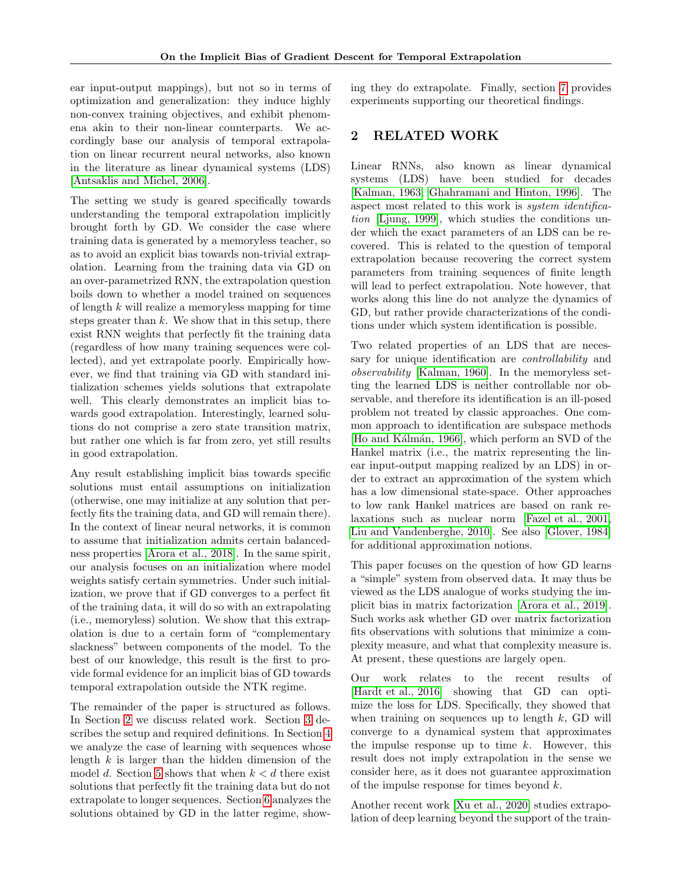ear input-output mappings), but not so in terms of optimization and generalization: they induce highly non-convex training objectives, and exhibit phenomena akin to their non-linear counterparts. We accordingly base our analysis of temporal extrapolation on linear recurrent neural networks, also known in the literature as linear dynamical systems (LDS) [Antsaklis and Michel, 2006].

The setting we study is geared specifically towards understanding the temporal extrapolation implicitly brought forth by GD. We consider the case where training data is generated by a memoryless teacher, so as to avoid an explicit bias towards non-trivial extrapolation. Learning from the training data via GD on an over-parametrized RNN, the extrapolation question boils down to whether a model trained on sequences of length $k$ will realize a memoryless mapping for time steps greater than $k$. We show that in this setup, there exist RNN weights that perfectly fit the training data (regardless of how many training sequences were collected), and yet extrapolate poorly. Empirically however, we find that training via GD with standard initialization schemes yields solutions that extrapolate well. This clearly demonstrates an implicit bias towards good extrapolation. Interestingly, learned solutions do not comprise a zero state transition matrix, but rather one which is far from zero, yet still results in good extrapolation.

Any result establishing implicit bias towards specific solutions must entail assumptions on initialization (otherwise, one may initialize at any solution that perfectly fits the training data, and GD will remain there). In the context of linear neural networks, it is common to assume that initialization admits certain balancedness properties [Arora et al., 2018]. In the same spirit, our analysis focuses on an initialization where model weights satisfy certain symmetries. Under such initialization, we prove that if GD converges to a perfect fit of the training data, it will do so with an extrapolating (i.e., memoryless) solution. We show that this extrapolation is due to a certain form of "complementary slackness" between components of the model. To the best of our knowledge, this result is the first to provide formal evidence for an implicit bias of GD towards temporal extrapolation outside the NTK regime.

The remainder of the paper is structured as follows. In Section 2 we discuss related work. Section 3 describes the setup and required definitions. In Section 4 we analyze the case of learning with sequences whose length $k$ is larger than the hidden dimension of the model $d$. Section 5 shows that when $k < d$ there exist solutions that perfectly fit the training data but do not extrapolate to longer sequences. Section 6 analyzes the solutions obtained by GD in the latter regime, showing they do extrapolate. Finally, section 7 provides experiments supporting our theoretical findings.

## 2 RELATED WORK

Linear RNNs, also known as linear dynamical systems (LDS) have been studied for decades [Kalman, 1963, Ghahramani and Hinton, 1996]. The aspect most related to this work is *system identification* [Ljung, 1999], which studies the conditions under which the exact parameters of an LDS can be recovered. This is related to the question of temporal extrapolation because recovering the correct system parameters from training sequences of finite length will lead to perfect extrapolation. Note however, that works along this line do not analyze the dynamics of GD, but rather provide characterizations of the conditions under which system identification is possible.

Two related properties of an LDS that are necessary for unique identification are *controllability* and *observability* [Kalman, 1960]. In the memoryless setting the learned LDS is neither controllable nor observable, and therefore its identification is an ill-posed problem not treated by classic approaches. One common approach to identification are subspace methods [Ho and Kálmán, 1966], which perform an SVD of the Hankel matrix (i.e., the matrix representing the linear input-output mapping realized by an LDS) in order to extract an approximation of the system which has a low dimensional state-space. Other approaches to low rank Hankel matrices are based on rank relaxations such as nuclear norm [Fazel et al., 2001, Liu and Vandenberghe, 2010]. See also [Glover, 1984] for additional approximation notions.

This paper focuses on the question of how GD learns a "simple" system from observed data. It may thus be viewed as the LDS analogue of works studying the implicit bias in matrix factorization [Arora et al., 2019]. Such works ask whether GD over matrix factorization fits observations with solutions that minimize a complexity measure, and what that complexity measure is. At present, these questions are largely open.

Our work relates to the recent results of [Hardt et al., 2016] showing that GD can optimize the loss for LDS. Specifically, they showed that when training on sequences up to length $k$, GD will converge to a dynamical system that approximates the impulse response up to time $k$. However, this result does not imply extrapolation in the sense we consider here, as it does not guarantee approximation of the impulse response for times beyond $k$.

Another recent work [Xu et al., 2020] studies extrapolation of deep learning beyond the support of the train-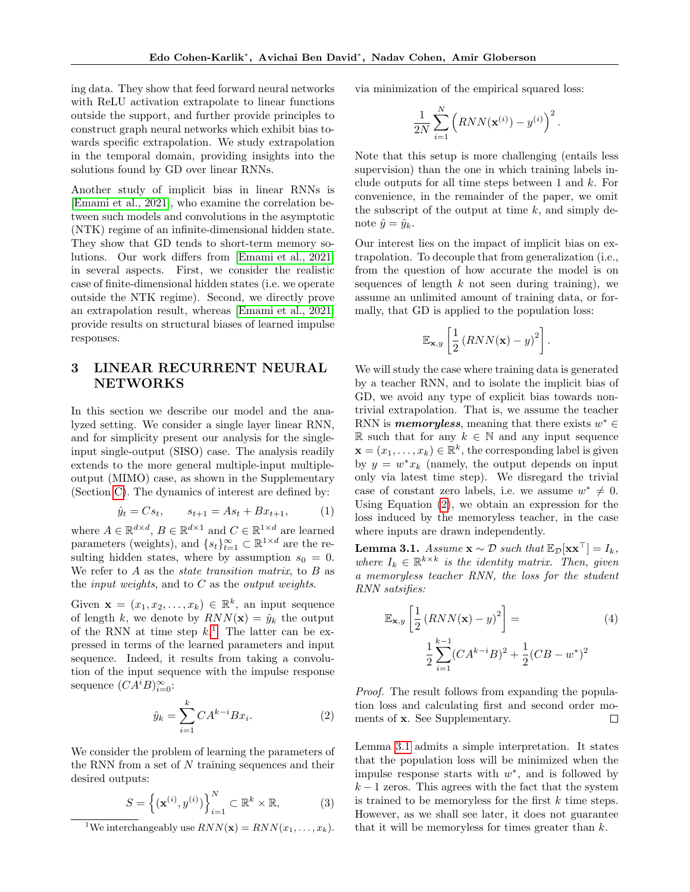ing data. They show that feed forward neural networks with ReLU activation extrapolate to linear functions outside the support, and further provide principles to construct graph neural networks which exhibit bias towards specific extrapolation. We study extrapolation in the temporal domain, providing insights into the solutions found by GD over linear RNNs.

Another study of implicit bias in linear RNNs is [Emami et al., 2021], who examine the correlation between such models and convolutions in the asymptotic (NTK) regime of an infinite-dimensional hidden state. They show that GD tends to short-term memory solutions. Our work differs from [Emami et al., 2021] in several aspects. First, we consider the realistic case of finite-dimensional hidden states (i.e. we operate outside the NTK regime). Second, we directly prove an extrapolation result, whereas [Emami et al., 2021] provide results on structural biases of learned impulse responses.

# 3 LINEAR RECURRENT NEURAL NETWORKS

In this section we describe our model and the analyzed setting. We consider a single layer linear RNN, and for simplicity present our analysis for the single-input single-output (SISO) case. The analysis readily extends to the more general multiple-input multiple-output (MIMO) case, as shown in the Supplementary (Section C). The dynamics of interest are defined by:

$$\hat{y}_t = Cs_t, \qquad s_{t+1} = As_t + Bx_{t+1}, \tag{1}$$

where $A \in \mathbb{R}^{d \times d}$, $B \in \mathbb{R}^{d \times 1}$ and $C \in \mathbb{R}^{1 \times d}$ are learned parameters (weights), and $\{s_t\}_{t=1}^{\infty} \subset \mathbb{R}^{1 \times d}$ are the resulting hidden states, where by assumption $s_0 = 0$. We refer to $A$ as the *state transition matrix*, to $B$ as the *input weights*, and to $C$ as the *output weights*.

Given $\mathbf{x} = (x_1, x_2, \ldots, x_k) \in \mathbb{R}^k$, an input sequence of length $k$, we denote by $RNN(\mathbf{x}) = \hat{y}_k$ the output of the RNN at time step $k$.[1] The latter can be expressed in terms of the learned parameters and input sequence. Indeed, it results from taking a convolution of the input sequence with the impulse response sequence $(CA^iB)_{i=0}^{\infty}$:

$$\hat{y}_k = \sum_{i=1}^{k} CA^{k-i}Bx_i. \tag{2}$$

We consider the problem of learning the parameters of the RNN from a set of $N$ training sequences and their desired outputs:

$$S = \left\{ (\mathbf{x}^{(i)}, y^{(i)}) \right\}_{i=1}^{N} \subset \mathbb{R}^k \times \mathbb{R}, \tag{3}$$

[1] We interchangeably use $RNN(\mathbf{x}) = RNN(x_1, \ldots, x_k)$.

via minimization of the empirical squared loss:

$$\frac{1}{2N} \sum_{i=1}^{N} \left( RNN(\mathbf{x}^{(i)}) - y^{(i)} \right)^2.$$

Note that this setup is more challenging (entails less supervision) than the one in which training labels include outputs for all time steps between 1 and $k$. For convenience, in the remainder of the paper, we omit the subscript of the output at time $k$, and simply denote $\hat{y} = \hat{y}_k$.

Our interest lies on the impact of implicit bias on extrapolation. To decouple that from generalization (i.e., from the question of how accurate the model is on sequences of length $k$ not seen during training), we assume an unlimited amount of training data, or formally, that GD is applied to the population loss:

$$\mathbb{E}_{\mathbf{x},y} \left[ \frac{1}{2} \left( RNN(\mathbf{x}) - y \right)^2 \right].$$

We will study the case where training data is generated by a teacher RNN, and to isolate the implicit bias of GD, we avoid any type of explicit bias towards non-trivial extrapolation. That is, we assume the teacher RNN is ***memoryless***, meaning that there exists $w^* \in \mathbb{R}$ such that for any $k \in \mathbb{N}$ and any input sequence $\mathbf{x} = (x_1, \ldots, x_k) \in \mathbb{R}^k$, the corresponding label is given by $y = w^* x_k$ (namely, the output depends on input only via latest time step). We disregard the trivial case of constant zero labels, i.e. we assume $w^* \neq 0$. Using Equation (2), we obtain an expression for the loss induced by the memoryless teacher, in the case where inputs are drawn independently.

**Lemma 3.1.** *Assume $\mathbf{x} \sim \mathcal{D}$ such that $\mathbb{E}_{\mathcal{D}}[\mathbf{x}\mathbf{x}^\top] = I_k$, where $I_k \in \mathbb{R}^{k \times k}$ is the identity matrix. Then, given a memoryless teacher RNN, the loss for the student RNN satsifies:*

$$\mathbb{E}_{\mathbf{x},y} \left[ \frac{1}{2} \left( RNN(\mathbf{x}) - y \right)^2 \right] = \frac{1}{2} \sum_{i=1}^{k-1} (CA^{k-i}B)^2 + \frac{1}{2} (CB - w^*)^2 \tag{4}$$

*Proof.* The result follows from expanding the population loss and calculating first and second order moments of $\mathbf{x}$. See Supplementary. $\square$

Lemma 3.1 admits a simple interpretation. It states that the population loss will be minimized when the impulse response starts with $w^*$, and is followed by $k-1$ zeros. This agrees with the fact that the system is trained to be memoryless for the first $k$ time steps. However, as we shall see later, it does not guarantee that it will be memoryless for times greater than $k$.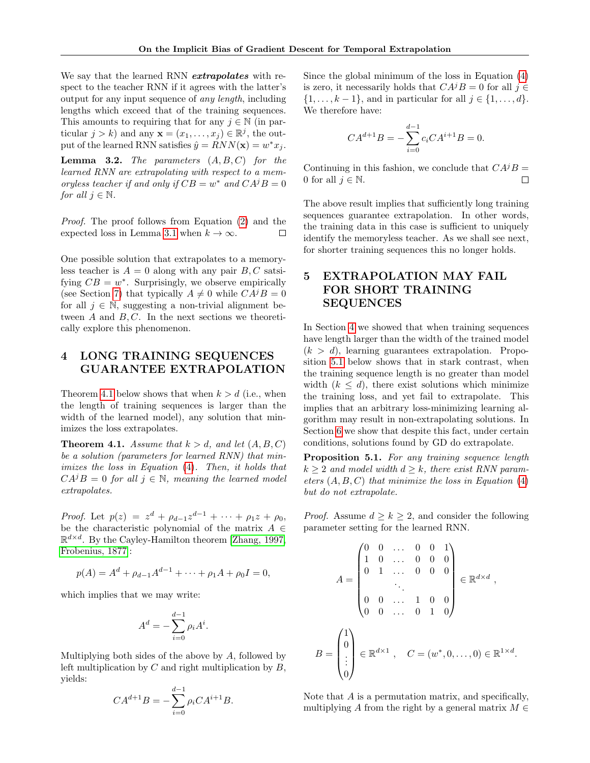We say that the learned RNN ***extrapolates*** with respect to the teacher RNN if it agrees with the latter's output for any input sequence of *any length*, including lengths which exceed that of the training sequences. This amounts to requiring that for any $j \in \mathbb{N}$ (in particular $j > k$) and any $\mathbf{x} = (x_1, \ldots, x_j) \in \mathbb{R}^j$, the output of the learned RNN satisfies $\hat{y} = RNN(\mathbf{x}) = w^* x_j$.

**Lemma 3.2.** *The parameters $(A, B, C)$ for the learned RNN are extrapolating with respect to a memoryless teacher if and only if $CB = w^*$ and $CA^j B = 0$ for all $j \in \mathbb{N}$.*

*Proof.* The proof follows from Equation (2) and the expected loss in Lemma 3.1 when $k \to \infty$. □

One possible solution that extrapolates to a memoryless teacher is $A = 0$ along with any pair $B, C$ satsifying $CB = w^*$. Surprisingly, we observe empirically (see Section 7) that typically $A \neq 0$ while $CA^j B = 0$ for all $j \in \mathbb{N}$, suggesting a non-trivial alignment between $A$ and $B, C$. In the next sections we theoretically explore this phenomenon.

# 4 LONG TRAINING SEQUENCES GUARANTEE EXTRAPOLATION

Theorem 4.1 below shows that when $k > d$ (i.e., when the length of training sequences is larger than the width of the learned model), any solution that minimizes the loss extrapolates.

**Theorem 4.1.** *Assume that $k > d$, and let $(A, B, C)$ be a solution (parameters for learned RNN) that minimizes the loss in Equation (4). Then, it holds that $CA^j B = 0$ for all $j \in \mathbb{N}$, meaning the learned model extrapolates.*

*Proof.* Let $p(z) = z^d + \rho_{d-1} z^{d-1} + \cdots + \rho_1 z + \rho_0$, be the characteristic polynomial of the matrix $A \in \mathbb{R}^{d \times d}$. By the Cayley-Hamilton theorem [Zhang, 1997, Frobenius, 1877]:

$$p(A) = A^d + \rho_{d-1} A^{d-1} + \cdots + \rho_1 A + \rho_0 I = 0,$$

which implies that we may write:

$$A^d = -\sum_{i=0}^{d-1} \rho_i A^i.$$

Multiplying both sides of the above by $A$, followed by left multiplication by $C$ and right multiplication by $B$, yields:

$$CA^{d+1} B = -\sum_{i=0}^{d-1} \rho_i CA^{i+1} B.$$

Since the global minimum of the loss in Equation (4) is zero, it necessarily holds that $CA^j B = 0$ for all $j \in \{1, \ldots, k-1\}$, and in particular for all $j \in \{1, \ldots, d\}$. We therefore have:

$$CA^{d+1} B = -\sum_{i=0}^{d-1} c_i CA^{i+1} B = 0.$$

Continuing in this fashion, we conclude that $CA^j B = 0$ for all $j \in \mathbb{N}$. □

The above result implies that sufficiently long training sequences guarantee extrapolation. In other words, the training data in this case is sufficient to uniquely identify the memoryless teacher. As we shall see next, for shorter training sequences this no longer holds.

# 5 EXTRAPOLATION MAY FAIL FOR SHORT TRAINING SEQUENCES

In Section 4 we showed that when training sequences have length larger than the width of the trained model ($k > d$), learning guarantees extrapolation. Proposition 5.1 below shows that in stark contrast, when the training sequence length is no greater than model width ($k \leq d$), there exist solutions which minimize the training loss, and yet fail to extrapolate. This implies that an arbitrary loss-minimizing learning algorithm may result in non-extrapolating solutions. In Section 6 we show that despite this fact, under certain conditions, solutions found by GD do extrapolate.

**Proposition 5.1.** *For any training sequence length $k \geq 2$ and model width $d \geq k$, there exist RNN parameters $(A, B, C)$ that minimize the loss in Equation (4) but do not extrapolate.*

*Proof.* Assume $d \geq k \geq 2$, and consider the following parameter setting for the learned RNN.

$$A = \begin{pmatrix} 0 & 0 & \ldots & 0 & 0 & 1 \\ 1 & 0 & \ldots & 0 & 0 & 0 \\ 0 & 1 & \ldots & 0 & 0 & 0 \\ & & \ddots & & & \\ 0 & 0 & \ldots & 1 & 0 & 0 \\ 0 & 0 & \ldots & 0 & 1 & 0 \end{pmatrix} \in \mathbb{R}^{d \times d},$$

$$B = \begin{pmatrix} 1 \\ 0 \\ \vdots \\ 0 \end{pmatrix} \in \mathbb{R}^{d \times 1}, \quad C = (w^*, 0, \ldots, 0) \in \mathbb{R}^{1 \times d}.$$

Note that $A$ is a permutation matrix, and specifically, multiplying $A$ from the right by a general matrix $M \in$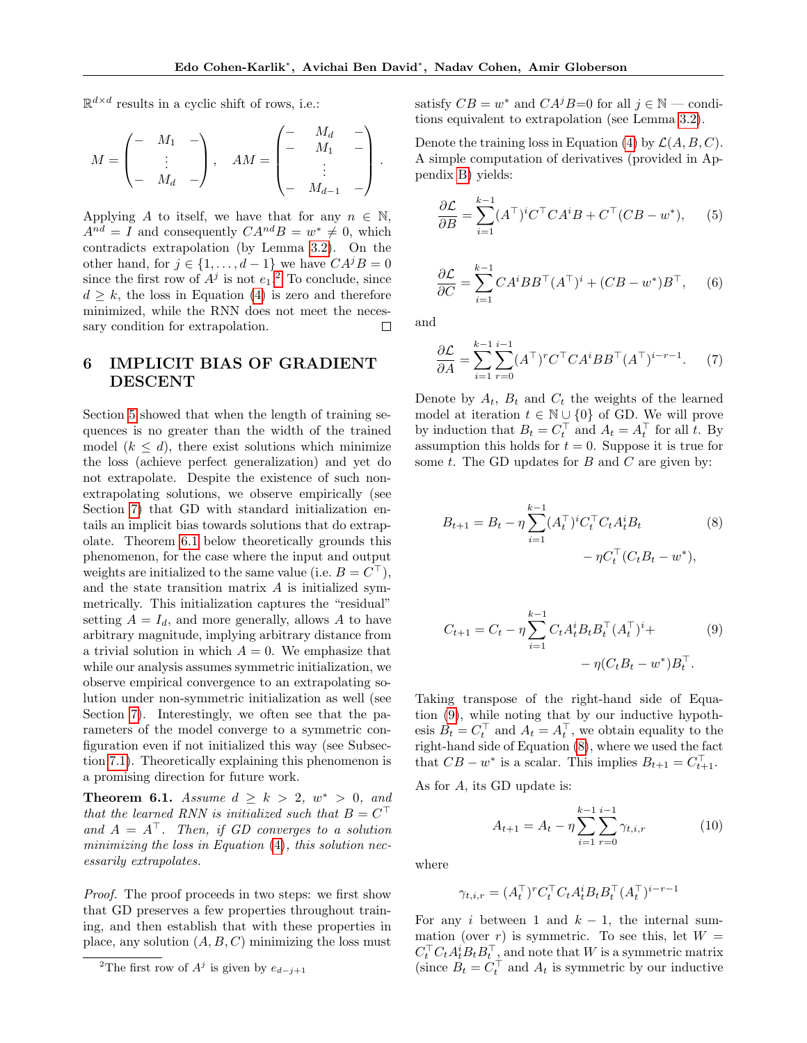$\mathbb{R}^{d\times d}$ results in a cyclic shift of rows, i.e.:

$$M = \begin{pmatrix} - & M_1 & - \\ & \vdots & \\ - & M_d & - \end{pmatrix}, \quad AM = \begin{pmatrix} - & M_d & - \\ - & M_1 & - \\ & \vdots & \\ - & M_{d-1} & - \end{pmatrix}.$$

Applying $A$ to itself, we have that for any $n \in \mathbb{N}$, $A^{nd} = I$ and consequently $CA^{nd}B = w^* \neq 0$, which contradicts extrapolation (by Lemma 3.2). On the other hand, for $j \in \{1, \ldots, d-1\}$ we have $CA^jB = 0$ since the first row of $A^j$ is not $e_1$.[2] To conclude, since $d \geq k$, the loss in Equation (4) is zero and therefore minimized, while the RNN does not meet the necessary condition for extrapolation. □

# 6 IMPLICIT BIAS OF GRADIENT DESCENT

Section 5 showed that when the length of training sequences is no greater than the width of the trained model ($k \leq d$), there exist solutions which minimize the loss (achieve perfect generalization) and yet do not extrapolate. Despite the existence of such non-extrapolating solutions, we observe empirically (see Section 7) that GD with standard initialization entails an implicit bias towards solutions that do extrapolate. Theorem 6.1 below theoretically grounds this phenomenon, for the case where the input and output weights are initialized to the same value (i.e. $B = C^\top$), and the state transition matrix $A$ is initialized symmetrically. This initialization captures the "residual" setting $A = I_d$, and more generally, allows $A$ to have arbitrary magnitude, implying arbitrary distance from a trivial solution in which $A = 0$. We emphasize that while our analysis assumes symmetric initialization, we observe empirical convergence to an extrapolating solution under non-symmetric initialization as well (see Section 7). Interestingly, we often see that the parameters of the model converge to a symmetric configuration even if not initialized this way (see Subsection 7.1). Theoretically explaining this phenomenon is a promising direction for future work.

**Theorem 6.1.** *Assume $d \geq k > 2$, $w^* > 0$, and that the learned RNN is initialized such that $B = C^\top$ and $A = A^\top$. Then, if GD converges to a solution minimizing the loss in Equation (4), this solution necessarily extrapolates.*

*Proof.* The proof proceeds in two steps: we first show that GD preserves a few properties throughout training, and then establish that with these properties in place, any solution $(A, B, C)$ minimizing the loss must satisfy $CB = w^*$ and $CA^jB=0$ for all $j \in \mathbb{N}$ — conditions equivalent to extrapolation (see Lemma 3.2).

Denote the training loss in Equation (4) by $\mathcal{L}(A, B, C)$. A simple computation of derivatives (provided in Appendix B) yields:

$$\frac{\partial \mathcal{L}}{\partial B} = \sum_{i=1}^{k-1} (A^\top)^i C^\top C A^i B + C^\top (CB - w^*), \tag{5}$$

$$\frac{\partial \mathcal{L}}{\partial C} = \sum_{i=1}^{k-1} CA^i BB^\top (A^\top)^i + (CB - w^*)B^\top, \tag{6}$$

and

$$\frac{\partial \mathcal{L}}{\partial A} = \sum_{i=1}^{k-1} \sum_{r=0}^{i-1} (A^\top)^r C^\top C A^i B B^\top (A^\top)^{i-r-1}. \tag{7}$$

Denote by $A_t$, $B_t$ and $C_t$ the weights of the learned model at iteration $t \in \mathbb{N} \cup \{0\}$ of GD. We will prove by induction that $B_t = C_t^\top$ and $A_t = A_t^\top$ for all $t$. By assumption this holds for $t = 0$. Suppose it is true for some $t$. The GD updates for $B$ and $C$ are given by:

$$B_{t+1} = B_t - \eta \sum_{i=1}^{k-1} (A_t^\top)^i C_t^\top C_t A_t^i B_t - \eta C_t^\top (C_t B_t - w^*), \tag{8}$$

$$C_{t+1} = C_t - \eta \sum_{i=1}^{k-1} C_t A_t^i B_t B_t^\top (A_t^\top)^i + - \eta (C_t B_t - w^*) B_t^\top. \tag{9}$$

Taking transpose of the right-hand side of Equation (9), while noting that by our inductive hypothesis $B_t = C_t^\top$ and $A_t = A_t^\top$, we obtain equality to the right-hand side of Equation (8), where we used the fact that $CB - w^*$ is a scalar. This implies $B_{t+1} = C_{t+1}^\top$.

As for $A$, its GD update is:

$$A_{t+1} = A_t - \eta \sum_{i=1}^{k-1} \sum_{r=0}^{i-1} \gamma_{t,i,r} \tag{10}$$

where

$$\gamma_{t,i,r} = (A_t^\top)^r C_t^\top C_t A_t^i B_t B_t^\top (A_t^\top)^{i-r-1}$$

For any $i$ between 1 and $k-1$, the internal summation (over $r$) is symmetric. To see this, let $W = C_t^\top C_t A_t^i B_t B_t^\top$, and note that $W$ is a symmetric matrix (since $B_t = C_t^\top$ and $A_t$ is symmetric by our inductive

[2] The first row of $A^j$ is given by $e_{d-j+1}$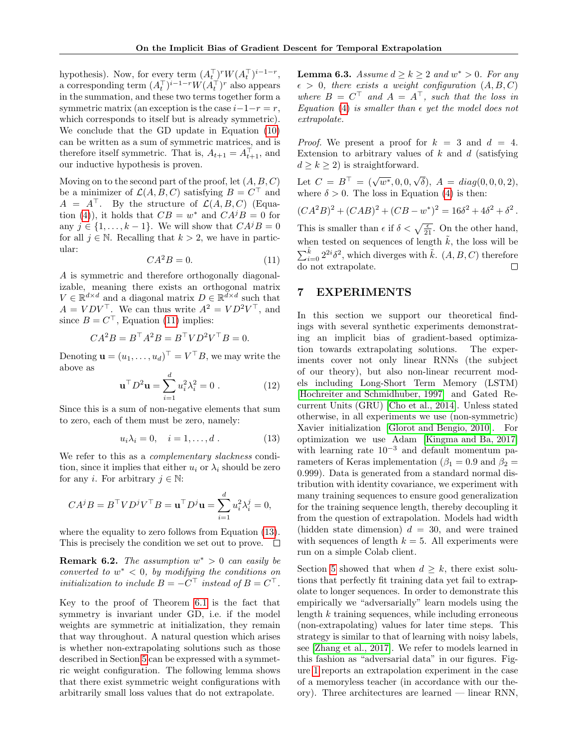hypothesis). Now, for every term $(A_t^\top)^r W (A_t^\top)^{i-1-r}$, a corresponding term $(A_t^\top)^{i-1-r} W (A_t^\top)^r$ also appears in the summation, and these two terms together form a symmetric matrix (an exception is the case $i-1-r = r$, which corresponds to itself but is already symmetric). We conclude that the GD update in Equation (10) can be written as a sum of symmetric matrices, and is therefore itself symmetric. That is, $A_{t+1} = A_{t+1}^\top$, and our inductive hypothesis is proven.

Moving on to the second part of the proof, let $(A, B, C)$ be a minimizer of $\mathcal{L}(A, B, C)$ satisfying $B = C^\top$ and $A = A^\top$. By the structure of $\mathcal{L}(A, B, C)$ (Equation (4)), it holds that $CB = w^*$ and $CA^jB = 0$ for any $j \in \{1, \ldots, k-1\}$. We will show that $CA^jB = 0$ for all $j \in \mathbb{N}$. Recalling that $k > 2$, we have in particular:

$$CA^2B = 0. \tag{11}$$

$A$ is symmetric and therefore orthogonally diagonalizable, meaning there exists an orthogonal matrix $V \in \mathbb{R}^{d \times d}$ and a diagonal matrix $D \in \mathbb{R}^{d \times d}$ such that $A = VDV^\top$. We can thus write $A^2 = VD^2V^\top$, and since $B = C^\top$, Equation (11) implies:

$$CA^2B = B^\top A^2 B = B^\top V D^2 V^\top B = 0.$$

Denoting $\mathbf{u} = (u_1, \ldots, u_d)^\top = V^\top B$, we may write the above as

$$\mathbf{u}^\top D^2 \mathbf{u} = \sum_{i=1}^{d} u_i^2 \lambda_i^2 = 0 \; . \tag{12}$$

Since this is a sum of non-negative elements that sum to zero, each of them must be zero, namely:

$$u_i \lambda_i = 0, \quad i = 1, \ldots, d \; . \tag{13}$$

We refer to this as a *complementary slackness* condition, since it implies that either $u_i$ or $\lambda_i$ should be zero for any $i$. For arbitrary $j \in \mathbb{N}$:

$$CA^jB = B^\top V D^j V^\top B = \mathbf{u}^\top D^j \mathbf{u} = \sum_{i=1}^{d} u_i^2 \lambda_i^j = 0,$$

where the equality to zero follows from Equation (13). This is precisely the condition we set out to prove. ☐

**Remark 6.2.** *The assumption $w^* > 0$ can easily be converted to $w^* < 0$, by modifying the conditions on initialization to include $B = -C^\top$ instead of $B = C^\top$.*

Key to the proof of Theorem 6.1 is the fact that symmetry is invariant under GD, i.e. if the model weights are symmetric at initialization, they remain that way throughout. A natural question which arises is whether non-extrapolating solutions such as those described in Section 5 can be expressed with a symmetric weight configuration. The following lemma shows that there exist symmetric weight configurations with arbitrarily small loss values that do not extrapolate.

**Lemma 6.3.** *Assume $d \geq k \geq 2$ and $w^* > 0$. For any $\epsilon > 0$, there exists a weight configuration $(A, B, C)$ where $B = C^\top$ and $A = A^\top$, such that the loss in Equation (4) is smaller than $\epsilon$ yet the model does not extrapolate.*

*Proof.* We present a proof for $k = 3$ and $d = 4$. Extension to arbitrary values of $k$ and $d$ (satisfying $d \geq k \geq 2$) is straightforward.

Let $C = B^\top = (\sqrt{w^*}, 0, 0, \sqrt{\delta})$, $A = diag(0, 0, 0, 2)$, where $\delta > 0$. The loss in Equation (4) is then:

$$(CA^2B)^2 + (CAB)^2 + (CB - w^*)^2 = 16\delta^2 + 4\delta^2 + \delta^2 \; .$$

This is smaller than $\epsilon$ if $\delta < \sqrt{\frac{\epsilon}{21}}$. On the other hand, when tested on sequences of length $\tilde{k}$, the loss will be $\sum_{i=0}^{\tilde{k}} 2^{2i}\delta^2$, which diverges with $\tilde{k}$. $(A, B, C)$ therefore do not extrapolate. ☐

## 7 EXPERIMENTS

In this section we support our theoretical findings with several synthetic experiments demonstrating an implicit bias of gradient-based optimization towards extrapolating solutions. The experiments cover not only linear RNNs (the subject of our theory), but also non-linear recurrent models including Long-Short Term Memory (LSTM) [Hochreiter and Schmidhuber, 1997] and Gated Recurrent Units (GRU) [Cho et al., 2014]. Unless stated otherwise, in all experiments we use (non-symmetric) Xavier initialization [Glorot and Bengio, 2010]. For optimization we use Adam [Kingma and Ba, 2017] with learning rate $10^{-3}$ and default momentum parameters of Keras implementation ($\beta_1 = 0.9$ and $\beta_2 = 0.999$). Data is generated from a standard normal distribution with identity covariance, we experiment with many training sequences to ensure good generalization for the training sequence length, thereby decoupling it from the question of extrapolation. Models had width (hidden state dimension) $d = 30$, and were trained with sequences of length $k = 5$. All experiments were run on a simple Colab client.

Section 5 showed that when $d \geq k$, there exist solutions that perfectly fit training data yet fail to extrapolate to longer sequences. In order to demonstrate this empirically we "adversarially" learn models using the length $k$ training sequences, while including erroneous (non-extrapolating) values for later time steps. This strategy is similar to that of learning with noisy labels, see [Zhang et al., 2017]. We refer to models learned in this fashion as "adversarial data" in our figures. Figure 1 reports an extrapolation experiment in the case of a memoryless teacher (in accordance with our theory). Three architectures are learned — linear RNN,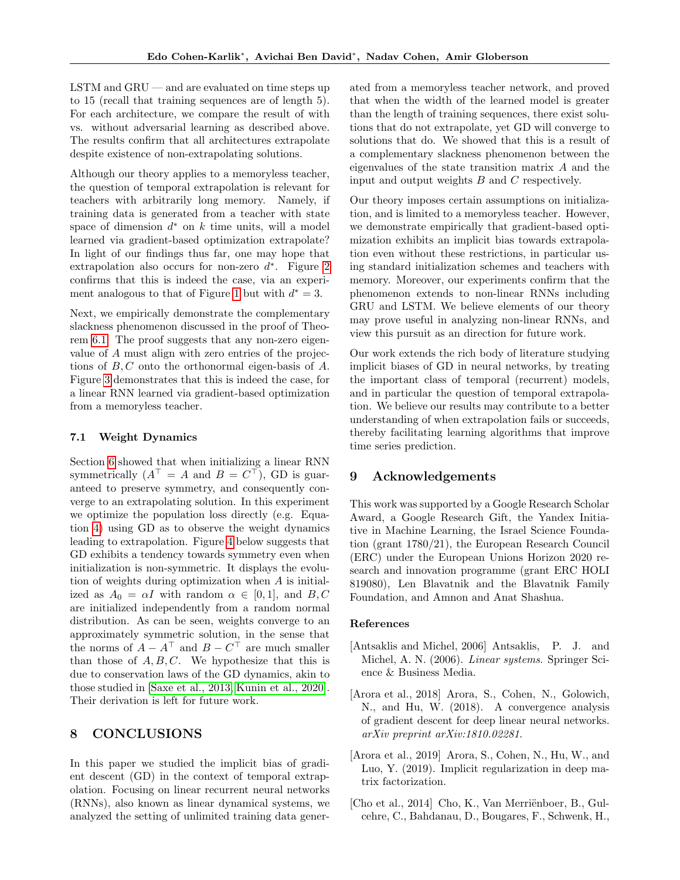LSTM and GRU — and are evaluated on time steps up to 15 (recall that training sequences are of length 5). For each architecture, we compare the result of with vs. without adversarial learning as described above. The results confirm that all architectures extrapolate despite existence of non-extrapolating solutions.

Although our theory applies to a memoryless teacher, the question of temporal extrapolation is relevant for teachers with arbitrarily long memory. Namely, if training data is generated from a teacher with state space of dimension $d^*$ on $k$ time units, will a model learned via gradient-based optimization extrapolate? In light of our findings thus far, one may hope that extrapolation also occurs for non-zero $d^*$. Figure 2 confirms that this is indeed the case, via an experiment analogous to that of Figure 1 but with $d^* = 3$.

Next, we empirically demonstrate the complementary slackness phenomenon discussed in the proof of Theorem 6.1. The proof suggests that any non-zero eigenvalue of $A$ must align with zero entries of the projections of $B, C$ onto the orthonormal eigen-basis of $A$. Figure 3 demonstrates that this is indeed the case, for a linear RNN learned via gradient-based optimization from a memoryless teacher.

### 7.1 Weight Dynamics

Section 6 showed that when initializing a linear RNN symmetrically ($A^\top = A$ and $B = C^\top$), GD is guaranteed to preserve symmetry, and consequently converge to an extrapolating solution. In this experiment we optimize the population loss directly (e.g. Equation 4) using GD as to observe the weight dynamics leading to extrapolation. Figure 4 below suggests that GD exhibits a tendency towards symmetry even when initialization is non-symmetric. It displays the evolution of weights during optimization when $A$ is initialized as $A_0 = \alpha I$ with random $\alpha \in [0, 1]$, and $B, C$ are initialized independently from a random normal distribution. As can be seen, weights converge to an approximately symmetric solution, in the sense that the norms of $A - A^\top$ and $B - C^\top$ are much smaller than those of $A, B, C$. We hypothesize that this is due to conservation laws of the GD dynamics, akin to those studied in [Saxe et al., 2013, Kunin et al., 2020]. Their derivation is left for future work.

## 8 CONCLUSIONS

In this paper we studied the implicit bias of gradient descent (GD) in the context of temporal extrapolation. Focusing on linear recurrent neural networks (RNNs), also known as linear dynamical systems, we analyzed the setting of unlimited training data generated from a memoryless teacher network, and proved that when the width of the learned model is greater than the length of training sequences, there exist solutions that do not extrapolate, yet GD will converge to solutions that do. We showed that this is a result of a complementary slackness phenomenon between the eigenvalues of the state transition matrix $A$ and the input and output weights $B$ and $C$ respectively.

Our theory imposes certain assumptions on initialization, and is limited to a memoryless teacher. However, we demonstrate empirically that gradient-based optimization exhibits an implicit bias towards extrapolation even without these restrictions, in particular using standard initialization schemes and teachers with memory. Moreover, our experiments confirm that the phenomenon extends to non-linear RNNs including GRU and LSTM. We believe elements of our theory may prove useful in analyzing non-linear RNNs, and view this pursuit as an direction for future work.

Our work extends the rich body of literature studying implicit biases of GD in neural networks, by treating the important class of temporal (recurrent) models, and in particular the question of temporal extrapolation. We believe our results may contribute to a better understanding of when extrapolation fails or succeeds, thereby facilitating learning algorithms that improve time series prediction.

## 9 Acknowledgements

This work was supported by a Google Research Scholar Award, a Google Research Gift, the Yandex Initiative in Machine Learning, the Israel Science Foundation (grant 1780/21), the European Research Council (ERC) under the European Unions Horizon 2020 research and innovation programme (grant ERC HOLI 819080), Len Blavatnik and the Blavatnik Family Foundation, and Amnon and Anat Shashua.

### References

[Antsaklis and Michel, 2006] Antsaklis, P. J. and Michel, A. N. (2006). *Linear systems*. Springer Science & Business Media.

[Arora et al., 2018] Arora, S., Cohen, N., Golowich, N., and Hu, W. (2018). A convergence analysis of gradient descent for deep linear neural networks. *arXiv preprint arXiv:1810.02281*.

[Arora et al., 2019] Arora, S., Cohen, N., Hu, W., and Luo, Y. (2019). Implicit regularization in deep matrix factorization.

[Cho et al., 2014] Cho, K., Van Merriënboer, B., Gulcehre, C., Bahdanau, D., Bougares, F., Schwenk, H.,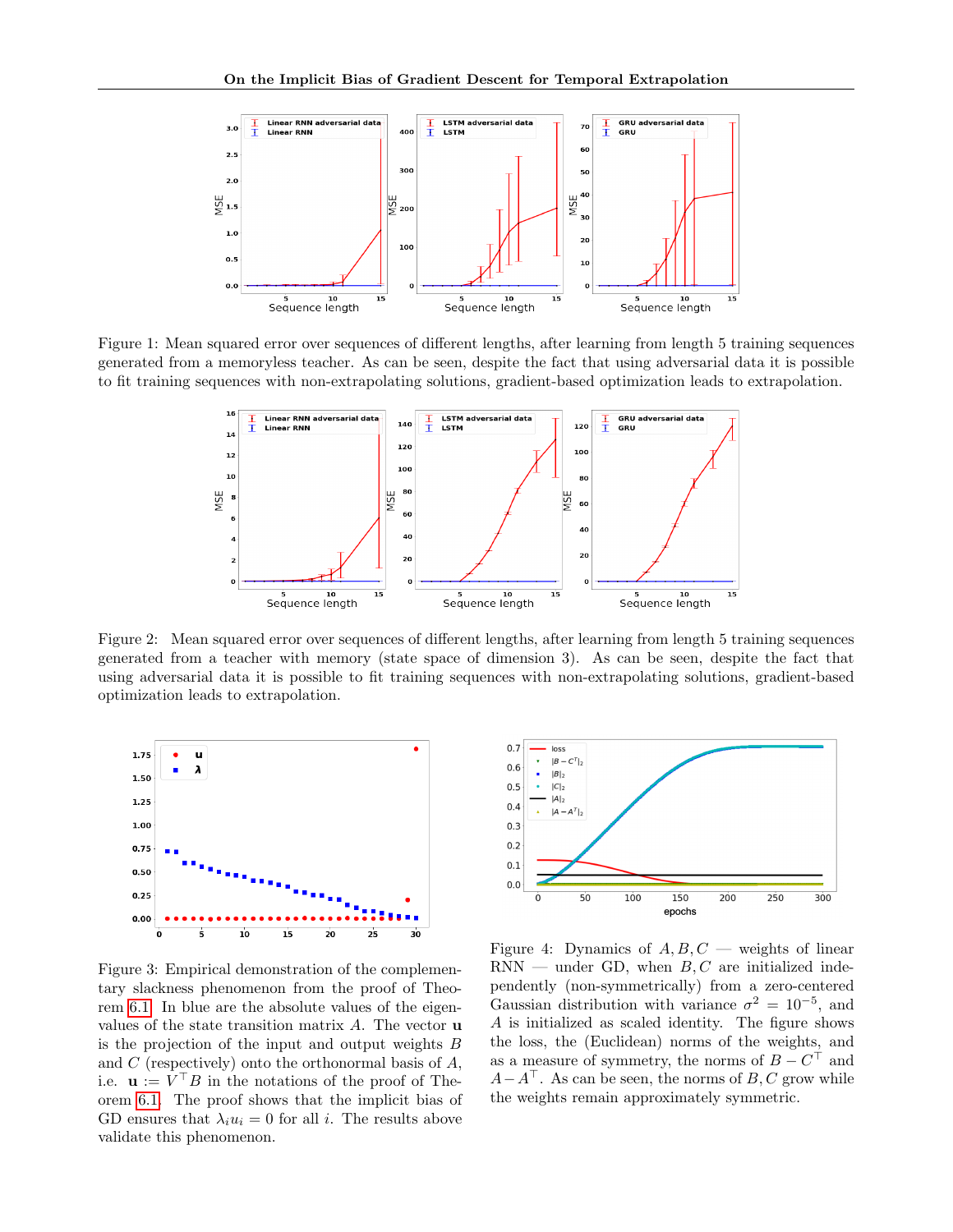Figure 1: Mean squared error over sequences of different lengths, after learning from length 5 training sequences generated from a memoryless teacher. As can be seen, despite the fact that using adversarial data it is possible to fit training sequences with non-extrapolating solutions, gradient-based optimization leads to extrapolation.

Figure 2: Mean squared error over sequences of different lengths, after learning from length 5 training sequences generated from a teacher with memory (state space of dimension 3). As can be seen, despite the fact that using adversarial data it is possible to fit training sequences with non-extrapolating solutions, gradient-based optimization leads to extrapolation.

Figure 3: Empirical demonstration of the complementary slackness phenomenon from the proof of Theorem 6.1. In blue are the absolute values of the eigenvalues of the state transition matrix $A$. The vector $\mathbf{u}$ is the projection of the input and output weights $B$ and $C$ (respectively) onto the orthonormal basis of $A$, i.e. $\mathbf{u} := V^\top B$ in the notations of the proof of Theorem 6.1. The proof shows that the implicit bias of GD ensures that $\lambda_i u_i = 0$ for all $i$. The results above validate this phenomenon.

Figure 4: Dynamics of $A, B, C$ — weights of linear RNN — under GD, when $B, C$ are initialized independently (non-symmetrically) from a zero-centered Gaussian distribution with variance $\sigma^2 = 10^{-5}$, and $A$ is initialized as scaled identity. The figure shows the loss, the (Euclidean) norms of the weights, and as a measure of symmetry, the norms of $B - C^\top$ and $A - A^\top$. As can be seen, the norms of $B, C$ grow while the weights remain approximately symmetric.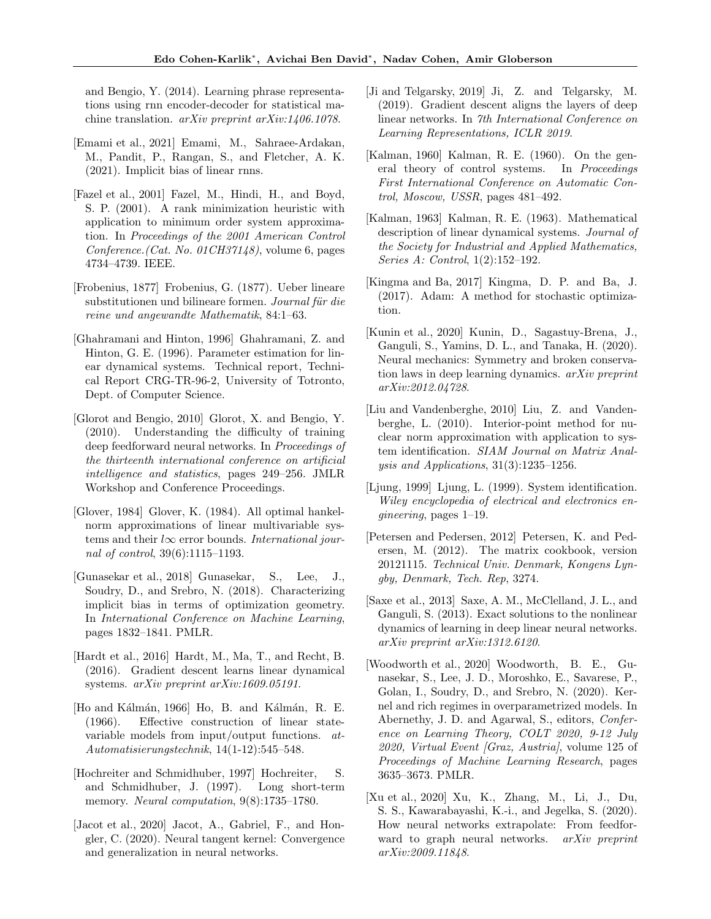and Bengio, Y. (2014). Learning phrase representations using rnn encoder-decoder for statistical machine translation. *arXiv preprint arXiv:1406.1078*.

[Emami et al., 2021] Emami, M., Sahraee-Ardakan, M., Pandit, P., Rangan, S., and Fletcher, A. K. (2021). Implicit bias of linear rnns.

[Fazel et al., 2001] Fazel, M., Hindi, H., and Boyd, S. P. (2001). A rank minimization heuristic with application to minimum order system approximation. In *Proceedings of the 2001 American Control Conference.(Cat. No. 01CH37148)*, volume 6, pages 4734–4739. IEEE.

[Frobenius, 1877] Frobenius, G. (1877). Ueber lineare substitutionen und bilineare formen. *Journal für die reine und angewandte Mathematik*, 84:1–63.

[Ghahramani and Hinton, 1996] Ghahramani, Z. and Hinton, G. E. (1996). Parameter estimation for linear dynamical systems. Technical report, Technical Report CRG-TR-96-2, University of Totronto, Dept. of Computer Science.

[Glorot and Bengio, 2010] Glorot, X. and Bengio, Y. (2010). Understanding the difficulty of training deep feedforward neural networks. In *Proceedings of the thirteenth international conference on artificial intelligence and statistics*, pages 249–256. JMLR Workshop and Conference Proceedings.

[Glover, 1984] Glover, K. (1984). All optimal hankel-norm approximations of linear multivariable systems and their $l\infty$ error bounds. *International journal of control*, 39(6):1115–1193.

[Gunasekar et al., 2018] Gunasekar, S., Lee, J., Soudry, D., and Srebro, N. (2018). Characterizing implicit bias in terms of optimization geometry. In *International Conference on Machine Learning*, pages 1832–1841. PMLR.

[Hardt et al., 2016] Hardt, M., Ma, T., and Recht, B. (2016). Gradient descent learns linear dynamical systems. *arXiv preprint arXiv:1609.05191*.

[Ho and Kálmán, 1966] Ho, B. and Kálmán, R. E. (1966). Effective construction of linear state-variable models from input/output functions. *at-Automatisierungstechnik*, 14(1-12):545–548.

[Hochreiter and Schmidhuber, 1997] Hochreiter, S. and Schmidhuber, J. (1997). Long short-term memory. *Neural computation*, 9(8):1735–1780.

[Jacot et al., 2020] Jacot, A., Gabriel, F., and Hongler, C. (2020). Neural tangent kernel: Convergence and generalization in neural networks.

[Ji and Telgarsky, 2019] Ji, Z. and Telgarsky, M. (2019). Gradient descent aligns the layers of deep linear networks. In *7th International Conference on Learning Representations, ICLR 2019*.

[Kalman, 1960] Kalman, R. E. (1960). On the general theory of control systems. In *Proceedings First International Conference on Automatic Control, Moscow, USSR*, pages 481–492.

[Kalman, 1963] Kalman, R. E. (1963). Mathematical description of linear dynamical systems. *Journal of the Society for Industrial and Applied Mathematics, Series A: Control*, 1(2):152–192.

[Kingma and Ba, 2017] Kingma, D. P. and Ba, J. (2017). Adam: A method for stochastic optimization.

[Kunin et al., 2020] Kunin, D., Sagastuy-Brena, J., Ganguli, S., Yamins, D. L., and Tanaka, H. (2020). Neural mechanics: Symmetry and broken conservation laws in deep learning dynamics. *arXiv preprint arXiv:2012.04728*.

[Liu and Vandenberghe, 2010] Liu, Z. and Vandenberghe, L. (2010). Interior-point method for nuclear norm approximation with application to system identification. *SIAM Journal on Matrix Analysis and Applications*, 31(3):1235–1256.

[Ljung, 1999] Ljung, L. (1999). System identification. *Wiley encyclopedia of electrical and electronics engineering*, pages 1–19.

[Petersen and Pedersen, 2012] Petersen, K. and Pedersen, M. (2012). The matrix cookbook, version 20121115. *Technical Univ. Denmark, Kongens Lyngby, Denmark, Tech. Rep*, 3274.

[Saxe et al., 2013] Saxe, A. M., McClelland, J. L., and Ganguli, S. (2013). Exact solutions to the nonlinear dynamics of learning in deep linear neural networks. *arXiv preprint arXiv:1312.6120*.

[Woodworth et al., 2020] Woodworth, B. E., Gunasekar, S., Lee, J. D., Moroshko, E., Savarese, P., Golan, I., Soudry, D., and Srebro, N. (2020). Kernel and rich regimes in overparametrized models. In Abernethy, J. D. and Agarwal, S., editors, *Conference on Learning Theory, COLT 2020, 9-12 July 2020, Virtual Event [Graz, Austria]*, volume 125 of *Proceedings of Machine Learning Research*, pages 3635–3673. PMLR.

[Xu et al., 2020] Xu, K., Zhang, M., Li, J., Du, S. S., Kawarabayashi, K.-i., and Jegelka, S. (2020). How neural networks extrapolate: From feedforward to graph neural networks. *arXiv preprint arXiv:2009.11848*.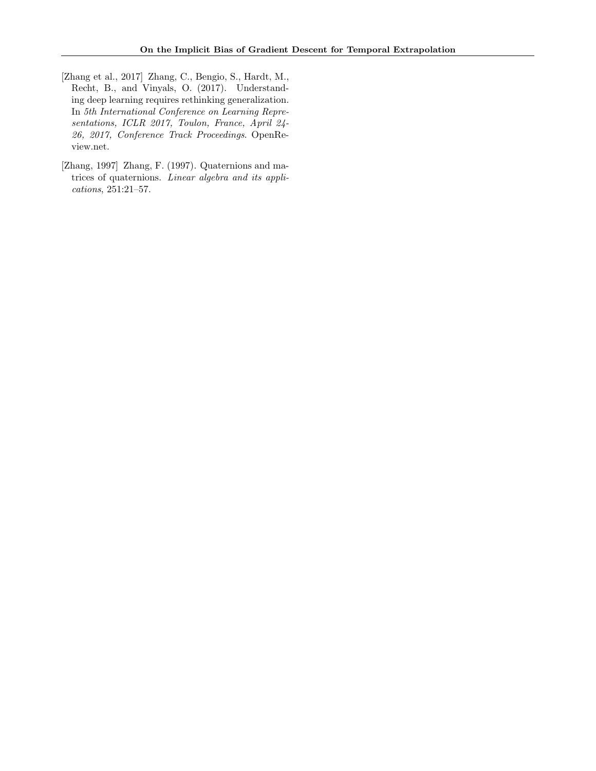[Zhang et al., 2017] Zhang, C., Bengio, S., Hardt, M., Recht, B., and Vinyals, O. (2017). Understanding deep learning requires rethinking generalization. In *5th International Conference on Learning Representations, ICLR 2017, Toulon, France, April 24-26, 2017, Conference Track Proceedings*. OpenReview.net.

[Zhang, 1997] Zhang, F. (1997). Quaternions and matrices of quaternions. *Linear algebra and its applications*, 251:21–57.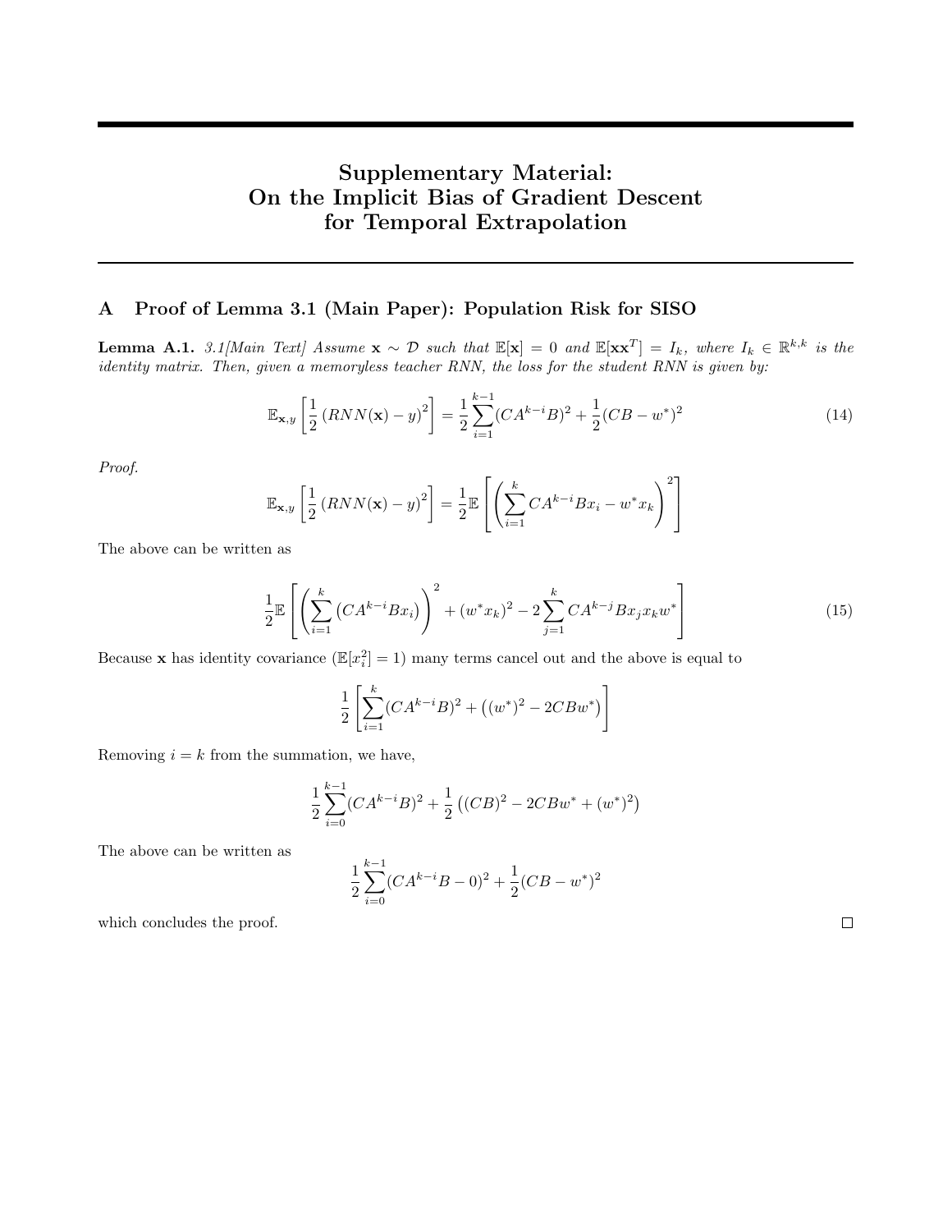# Supplementary Material: On the Implicit Bias of Gradient Descent for Temporal Extrapolation

## A Proof of Lemma 3.1 (Main Paper): Population Risk for SISO

**Lemma A.1.** *3.1[Main Text] Assume $\mathbf{x} \sim \mathcal{D}$ such that $\mathbb{E}[\mathbf{x}] = 0$ and $\mathbb{E}[\mathbf{x}\mathbf{x}^T] = I_k$, where $I_k \in \mathbb{R}^{k,k}$ is the identity matrix. Then, given a memoryless teacher RNN, the loss for the student RNN is given by:*

$$\mathbb{E}_{\mathbf{x},y}\left[\frac{1}{2}\left(RNN(\mathbf{x}) - y\right)^2\right] = \frac{1}{2}\sum_{i=1}^{k-1}(CA^{k-i}B)^2 + \frac{1}{2}(CB - w^*)^2 \tag{14}$$

*Proof.*

$$\mathbb{E}_{\mathbf{x},y}\left[\frac{1}{2}\left(RNN(\mathbf{x}) - y\right)^2\right] = \frac{1}{2}\mathbb{E}\left[\left(\sum_{i=1}^{k} CA^{k-i}Bx_i - w^* x_k\right)^2\right]$$

The above can be written as

$$\frac{1}{2}\mathbb{E}\left[\left(\sum_{i=1}^{k}\left(CA^{k-i}Bx_i\right)\right)^2 + (w^* x_k)^2 - 2\sum_{j=1}^{k} CA^{k-j}Bx_j x_k w^*\right] \tag{15}$$

Because $\mathbf{x}$ has identity covariance ($\mathbb{E}[x_i^2] = 1$) many terms cancel out and the above is equal to

$$\frac{1}{2}\left[\sum_{i=1}^{k}(CA^{k-i}B)^2 + \left((w^*)^2 - 2CBw^*\right)\right]$$

Removing $i = k$ from the summation, we have,

$$\frac{1}{2}\sum_{i=0}^{k-1}(CA^{k-i}B)^2 + \frac{1}{2}\left((CB)^2 - 2CBw^* + (w^*)^2\right)$$

The above can be written as

$$\frac{1}{2}\sum_{i=0}^{k-1}(CA^{k-i}B - 0)^2 + \frac{1}{2}(CB - w^*)^2$$

which concludes the proof. $\square$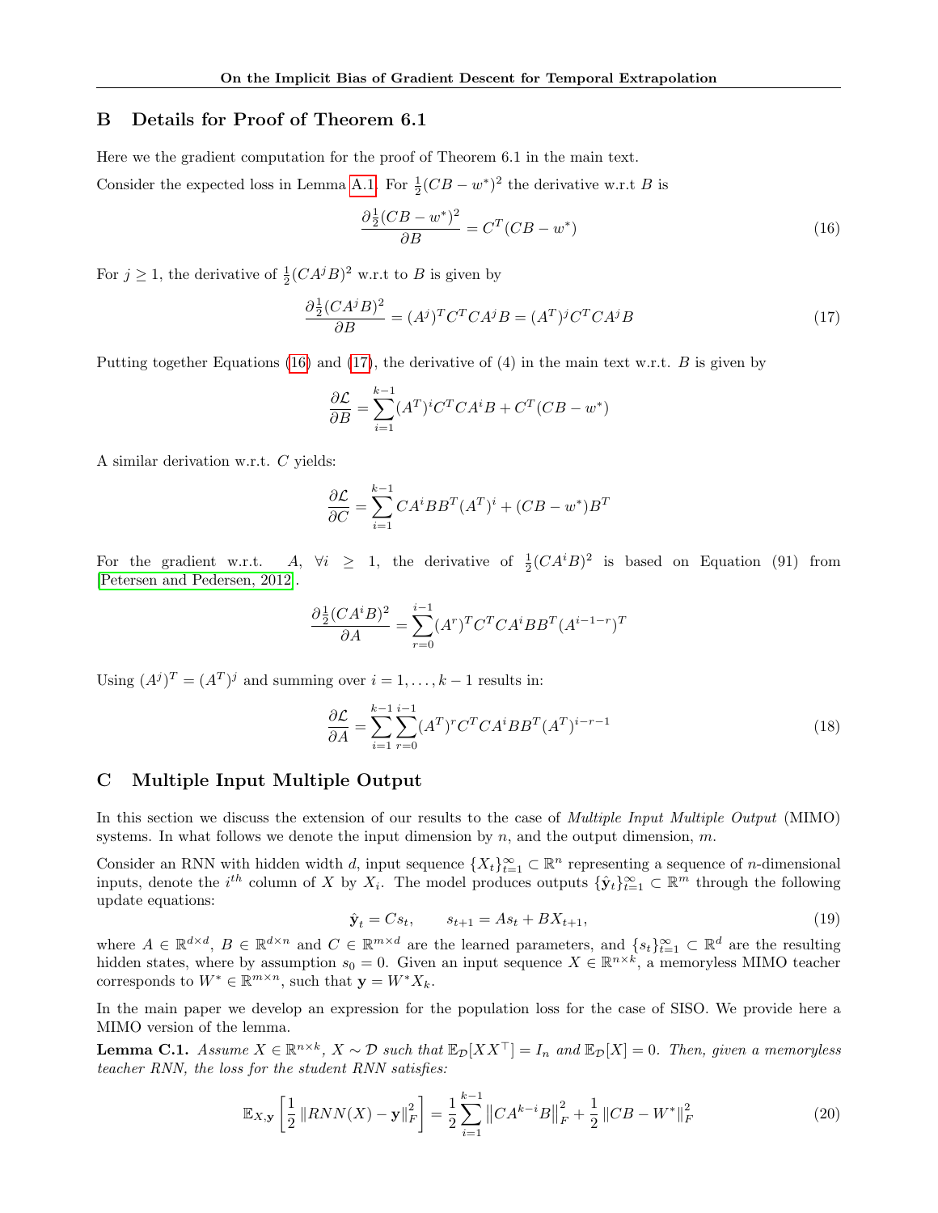## B Details for Proof of Theorem 6.1

Here we the gradient computation for the proof of Theorem 6.1 in the main text.

Consider the expected loss in Lemma A.1. For $\frac{1}{2}(CB - w^*)^2$ the derivative w.r.t $B$ is

$$\frac{\partial \frac{1}{2}(CB - w^*)^2}{\partial B} = C^T(CB - w^*) \tag{16}$$

For $j \geq 1$, the derivative of $\frac{1}{2}(CA^jB)^2$ w.r.t to $B$ is given by

$$\frac{\partial \frac{1}{2}(CA^jB)^2}{\partial B} = (A^j)^T C^T C A^j B = (A^T)^j C^T C A^j B \tag{17}$$

Putting together Equations (16) and (17), the derivative of (4) in the main text w.r.t. $B$ is given by

$$\frac{\partial \mathcal{L}}{\partial B} = \sum_{i=1}^{k-1} (A^T)^i C^T C A^i B + C^T(CB - w^*)$$

A similar derivation w.r.t. $C$ yields:

$$\frac{\partial \mathcal{L}}{\partial C} = \sum_{i=1}^{k-1} C A^i B B^T (A^T)^i + (CB - w^*)B^T$$

For the gradient w.r.t. $A$, $\forall i \geq 1$, the derivative of $\frac{1}{2}(CA^iB)^2$ is based on Equation (91) from [Petersen and Pedersen, 2012].

$$\frac{\partial \frac{1}{2}(CA^iB)^2}{\partial A} = \sum_{r=0}^{i-1} (A^r)^T C^T C A^i B B^T (A^{i-1-r})^T$$

Using $(A^j)^T = (A^T)^j$ and summing over $i = 1, \ldots, k-1$ results in:

$$\frac{\partial \mathcal{L}}{\partial A} = \sum_{i=1}^{k-1} \sum_{r=0}^{i-1} (A^T)^r C^T C A^i B B^T (A^T)^{i-r-1} \tag{18}$$

## C Multiple Input Multiple Output

In this section we discuss the extension of our results to the case of *Multiple Input Multiple Output* (MIMO) systems. In what follows we denote the input dimension by $n$, and the output dimension, $m$.

Consider an RNN with hidden width $d$, input sequence $\{X_t\}_{t=1}^{\infty} \subset \mathbb{R}^n$ representing a sequence of $n$-dimensional inputs, denote the $i^{th}$ column of $X$ by $X_i$. The model produces outputs $\{\hat{\mathbf{y}}_t\}_{t=1}^{\infty} \subset \mathbb{R}^m$ through the following update equations:

$$\hat{\mathbf{y}}_t = C s_t, \qquad s_{t+1} = A s_t + B X_{t+1}, \tag{19}$$

where $A \in \mathbb{R}^{d \times d}$, $B \in \mathbb{R}^{d \times n}$ and $C \in \mathbb{R}^{m \times d}$ are the learned parameters, and $\{s_t\}_{t=1}^{\infty} \subset \mathbb{R}^d$ are the resulting hidden states, where by assumption $s_0 = 0$. Given an input sequence $X \in \mathbb{R}^{n \times k}$, a memoryless MIMO teacher corresponds to $W^* \in \mathbb{R}^{m \times n}$, such that $\mathbf{y} = W^* X_k$.

In the main paper we develop an expression for the population loss for the case of SISO. We provide here a MIMO version of the lemma.

**Lemma C.1.** *Assume $X \in \mathbb{R}^{n \times k}$, $X \sim \mathcal{D}$ such that $\mathbb{E}_{\mathcal{D}}[XX^\top] = I_n$ and $\mathbb{E}_{\mathcal{D}}[X] = 0$. Then, given a memoryless teacher RNN, the loss for the student RNN satisfies:*

$$\mathbb{E}_{X,\mathbf{y}}\left[\frac{1}{2}\left\|RNN(X) - \mathbf{y}\right\|_F^2\right] = \frac{1}{2}\sum_{i=1}^{k-1}\left\|CA^{k-i}B\right\|_F^2 + \frac{1}{2}\left\|CB - W^*\right\|_F^2 \tag{20}$$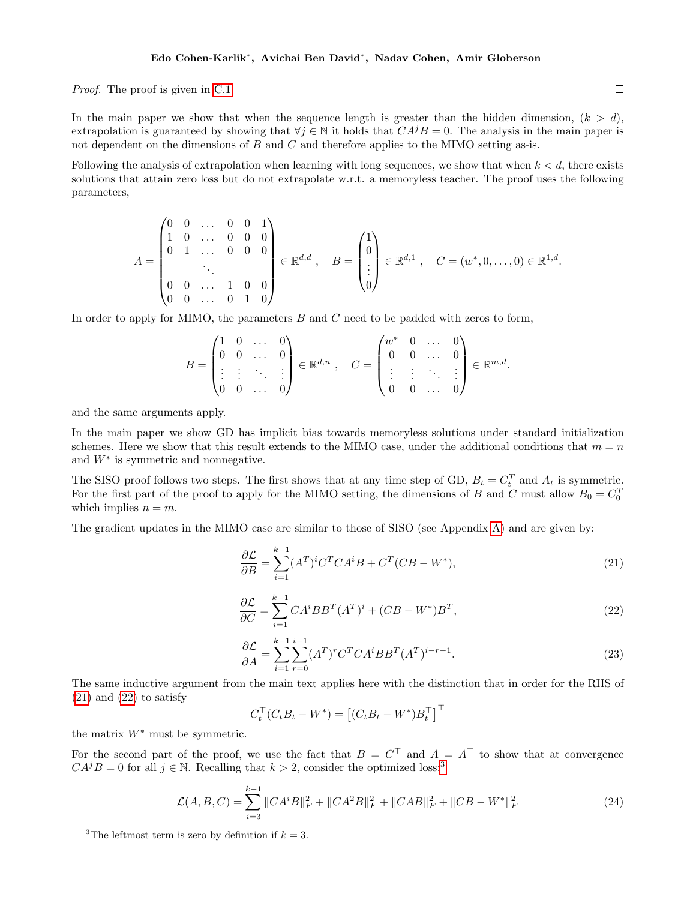*Proof.* The proof is given in C.1. ◻

In the main paper we show that when the sequence length is greater than the hidden dimension, $(k > d)$, extrapolation is guaranteed by showing that $\forall j \in \mathbb{N}$ it holds that $CA^jB = 0$. The analysis in the main paper is not dependent on the dimensions of $B$ and $C$ and therefore applies to the MIMO setting as-is.

Following the analysis of extrapolation when learning with long sequences, we show that when $k < d$, there exists solutions that attain zero loss but do not extrapolate w.r.t. a memoryless teacher. The proof uses the following parameters,

$$A = \begin{pmatrix} 0 & 0 & \dots & 0 & 0 & 1 \\ 1 & 0 & \dots & 0 & 0 & 0 \\ 0 & 1 & \dots & 0 & 0 & 0 \\ & & \ddots & & & \\ 0 & 0 & \dots & 1 & 0 & 0 \\ 0 & 0 & \dots & 0 & 1 & 0 \end{pmatrix} \in \mathbb{R}^{d,d}, \quad B = \begin{pmatrix} 1 \\ 0 \\ \vdots \\ 0 \end{pmatrix} \in \mathbb{R}^{d,1}, \quad C = (w^*, 0, \dots, 0) \in \mathbb{R}^{1,d}.$$

In order to apply for MIMO, the parameters $B$ and $C$ need to be padded with zeros to form,

$$B = \begin{pmatrix} 1 & 0 & \dots & 0 \\ 0 & 0 & \dots & 0 \\ \vdots & \vdots & \ddots & \vdots \\ 0 & 0 & \dots & 0 \end{pmatrix} \in \mathbb{R}^{d,n}, \quad C = \begin{pmatrix} w^* & 0 & \dots & 0 \\ 0 & 0 & \dots & 0 \\ \vdots & \vdots & \ddots & \vdots \\ 0 & 0 & \dots & 0 \end{pmatrix} \in \mathbb{R}^{m,d}.$$

and the same arguments apply.

In the main paper we show GD has implicit bias towards memoryless solutions under standard initialization schemes. Here we show that this result extends to the MIMO case, under the additional conditions that $m = n$ and $W^*$ is symmetric and nonnegative.

The SISO proof follows two steps. The first shows that at any time step of GD, $B_t = C_t^T$ and $A_t$ is symmetric. For the first part of the proof to apply for the MIMO setting, the dimensions of $B$ and $C$ must allow $B_0 = C_0^T$ which implies $n = m$.

The gradient updates in the MIMO case are similar to those of SISO (see Appendix A) and are given by:

$$\frac{\partial \mathcal{L}}{\partial B} = \sum_{i=1}^{k-1} (A^T)^i C^T C A^i B + C^T (CB - W^*), \tag{21}$$

$$\frac{\partial \mathcal{L}}{\partial C} = \sum_{i=1}^{k-1} C A^i B B^T (A^T)^i + (CB - W^*) B^T, \tag{22}$$

$$\frac{\partial \mathcal{L}}{\partial A} = \sum_{i=1}^{k-1} \sum_{r=0}^{i-1} (A^T)^r C^T C A^i B B^T (A^T)^{i-r-1}. \tag{23}$$

The same inductive argument from the main text applies here with the distinction that in order for the RHS of (21) and (22) to satisfy

$$C_t^\top (C_t B_t - W^*) = \left[ (C_t B_t - W^*) B_t^\top \right]^\top$$

the matrix $W^*$ must be symmetric.

For the second part of the proof, we use the fact that $B = C^\top$ and $A = A^\top$ to show that at convergence $CA^jB = 0$ for all $j \in \mathbb{N}$. Recalling that $k > 2$, consider the optimized loss:[3]

$$\mathcal{L}(A, B, C) = \sum_{i=3}^{k-1} \|CA^iB\|_F^2 + \|CA^2B\|_F^2 + \|CAB\|_F^2 + \|CB - W^*\|_F^2 \tag{24}$$

[3]The leftmost term is zero by definition if $k = 3$.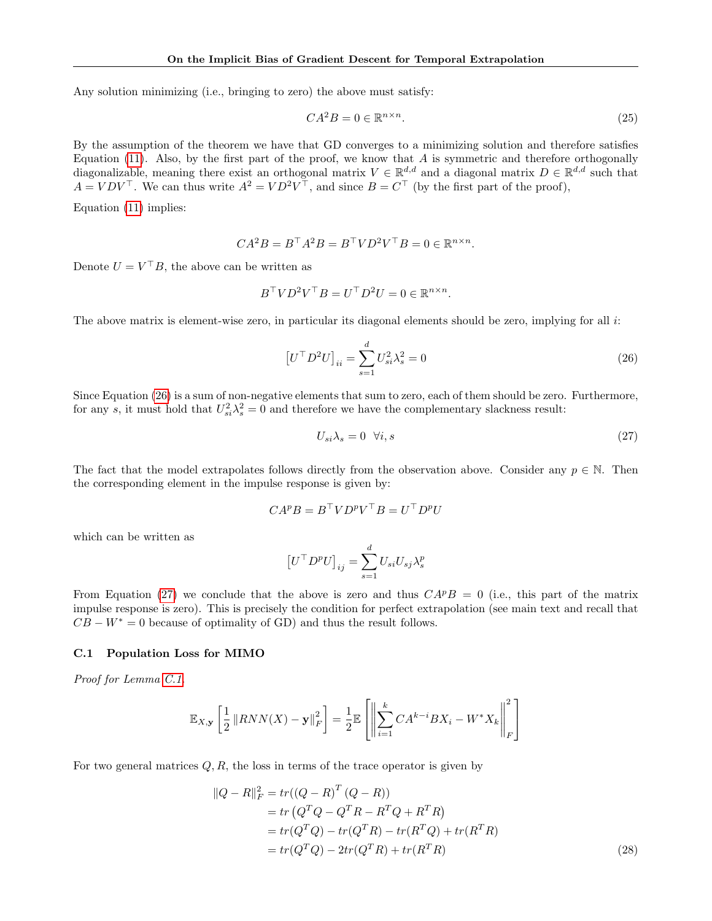Any solution minimizing (i.e., bringing to zero) the above must satisfy:

$$CA^2B = 0 \in \mathbb{R}^{n\times n}. \tag{25}$$

By the assumption of the theorem we have that GD converges to a minimizing solution and therefore satisfies Equation (11). Also, by the first part of the proof, we know that $A$ is symmetric and therefore orthogonally diagonalizable, meaning there exist an orthogonal matrix $V \in \mathbb{R}^{d,d}$ and a diagonal matrix $D \in \mathbb{R}^{d,d}$ such that $A = VDV^\top$. We can thus write $A^2 = VD^2V^\top$, and since $B = C^\top$ (by the first part of the proof),

Equation (11) implies:

$$CA^2B = B^\top A^2 B = B^\top V D^2 V^\top B = 0 \in \mathbb{R}^{n\times n}.$$

Denote $U = V^\top B$, the above can be written as

$$B^\top V D^2 V^\top B = U^\top D^2 U = 0 \in \mathbb{R}^{n\times n}.$$

The above matrix is element-wise zero, in particular its diagonal elements should be zero, implying for all $i$:

$$\left[U^\top D^2 U\right]_{ii} = \sum_{s=1}^{d} U_{si}^2 \lambda_s^2 = 0 \tag{26}$$

Since Equation (26) is a sum of non-negative elements that sum to zero, each of them should be zero. Furthermore, for any $s$, it must hold that $U_{si}^2\lambda_s^2 = 0$ and therefore we have the complementary slackness result:

$$U_{si}\lambda_s = 0 \ \ \forall i, s \tag{27}$$

The fact that the model extrapolates follows directly from the observation above. Consider any $p \in \mathbb{N}$. Then the corresponding element in the impulse response is given by:

$$CA^pB = B^\top V D^p V^\top B = U^\top D^p U$$

which can be written as

$$\left[U^\top D^p U\right]_{ij} = \sum_{s=1}^{d} U_{si} U_{sj} \lambda_s^p$$

From Equation (27) we conclude that the above is zero and thus $CA^pB = 0$ (i.e., this part of the matrix impulse response is zero). This is precisely the condition for perfect extrapolation (see main text and recall that $CB - W^* = 0$ because of optimality of GD) and thus the result follows.

### C.1 Population Loss for MIMO

*Proof for Lemma C.1.*

$$\mathbb{E}_{X,\mathbf{y}}\left[\frac{1}{2}\left\|RNN(X) - \mathbf{y}\right\|_F^2\right] = \frac{1}{2}\mathbb{E}\left[\left\|\sum_{i=1}^{k} CA^{k-i}BX_i - W^*X_k\right\|_F^2\right]$$

For two general matrices $Q, R$, the loss in terms of the trace operator is given by

$$\begin{aligned}
\|Q - R\|_F^2 &= tr((Q-R)^T(Q-R)) \\
&= tr\left(Q^TQ - Q^TR - R^TQ + R^TR\right) \\
&= tr(Q^TQ) - tr(Q^TR) - tr(R^TQ) + tr(R^TR) \\
&= tr(Q^TQ) - 2tr(Q^TR) + tr(R^TR)
\end{aligned} \tag{28}$$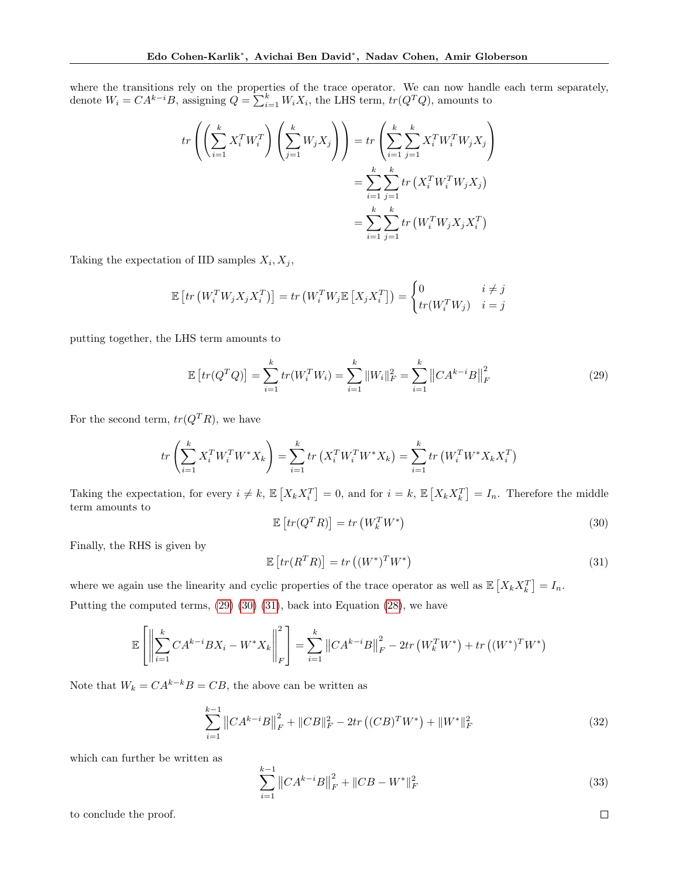where the transitions rely on the properties of the trace operator. We can now handle each term separately, denote $W_i = CA^{k-i}B$, assigning $Q = \sum_{i=1}^{k} W_i X_i$, the LHS term, $tr(Q^T Q)$, amounts to

$$
\begin{aligned}
tr\left(\left(\sum_{i=1}^{k} X_i^T W_i^T\right)\left(\sum_{j=1}^{k} W_j X_j\right)\right) &= tr\left(\sum_{i=1}^{k}\sum_{j=1}^{k} X_i^T W_i^T W_j X_j\right) \\
&= \sum_{i=1}^{k}\sum_{j=1}^{k} tr\left(X_i^T W_i^T W_j X_j\right) \\
&= \sum_{i=1}^{k}\sum_{j=1}^{k} tr\left(W_i^T W_j X_j X_i^T\right)
\end{aligned}
$$

Taking the expectation of IID samples $X_i, X_j$,

$$
\mathbb{E}\left[tr\left(W_i^T W_j X_j X_i^T\right)\right] = tr\left(W_i^T W_j \mathbb{E}\left[X_j X_i^T\right]\right) = \begin{cases} 0 & i \neq j \\ tr(W_i^T W_j) & i = j \end{cases}
$$

putting together, the LHS term amounts to

$$
\mathbb{E}\left[tr(Q^T Q)\right] = \sum_{i=1}^{k} tr(W_i^T W_i) = \sum_{i=1}^{k} \|W_i\|_F^2 = \sum_{i=1}^{k} \left\|CA^{k-i}B\right\|_F^2 \tag{29}
$$

For the second term, $tr(Q^T R)$, we have

$$
tr\left(\sum_{i=1}^{k} X_i^T W_i^T W^* X_k\right) = \sum_{i=1}^{k} tr\left(X_i^T W_i^T W^* X_k\right) = \sum_{i=1}^{k} tr\left(W_i^T W^* X_k X_i^T\right)
$$

Taking the expectation, for every $i \neq k$, $\mathbb{E}\left[X_k X_i^T\right] = 0$, and for $i = k$, $\mathbb{E}\left[X_k X_k^T\right] = I_n$. Therefore the middle term amounts to

$$
\mathbb{E}\left[tr(Q^T R)\right] = tr\left(W_k^T W^*\right) \tag{30}
$$

Finally, the RHS is given by

$$
\mathbb{E}\left[tr(R^T R)\right] = tr\left((W^*)^T W^*\right) \tag{31}
$$

where we again use the linearity and cyclic properties of the trace operator as well as $\mathbb{E}\left[X_k X_k^T\right] = I_n$.

Putting the computed terms, (29) (30) (31), back into Equation (28), we have

$$
\mathbb{E}\left[\left\|\sum_{i=1}^{k} CA^{k-i}BX_i - W^* X_k\right\|_F^2\right] = \sum_{i=1}^{k} \left\|CA^{k-i}B\right\|_F^2 - 2tr\left(W_k^T W^*\right) + tr\left((W^*)^T W^*\right)
$$

Note that $W_k = CA^{k-k}B = CB$, the above can be written as

$$
\sum_{i=1}^{k-1} \left\|CA^{k-i}B\right\|_F^2 + \|CB\|_F^2 - 2tr\left((CB)^T W^*\right) + \|W^*\|_F^2 \tag{32}
$$

which can further be written as

$$
\sum_{i=1}^{k-1} \left\|CA^{k-i}B\right\|_F^2 + \|CB - W^*\|_F^2 \tag{33}
$$

to conclude the proof. □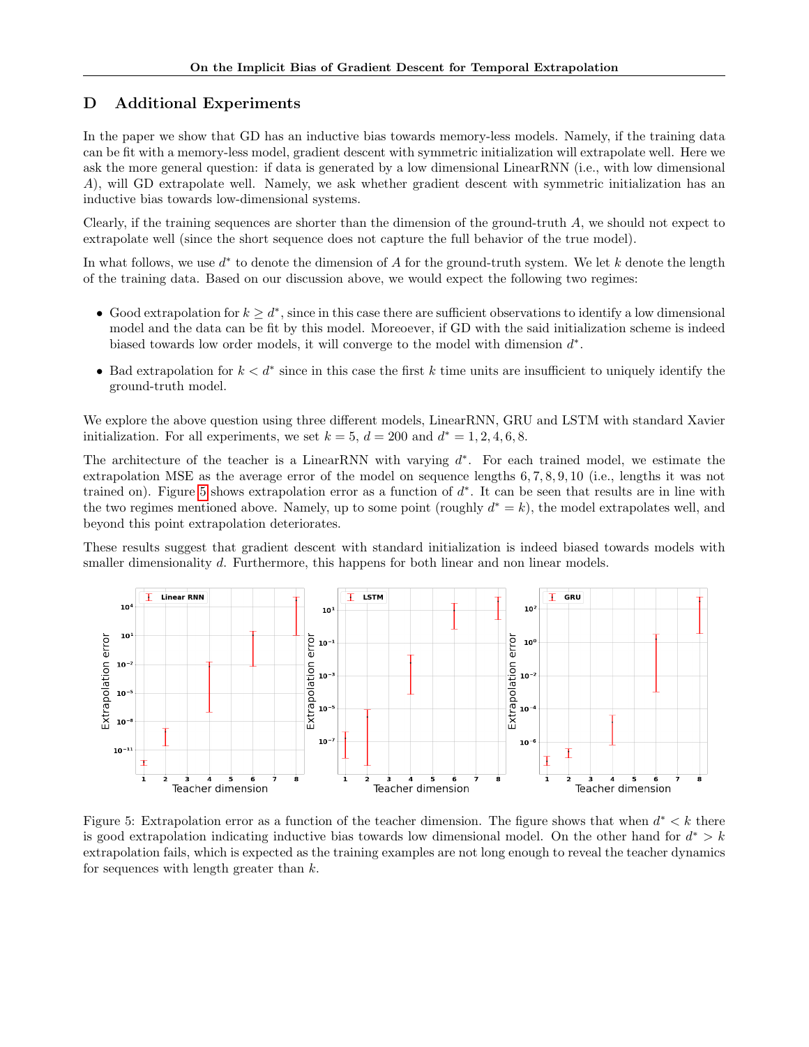## D Additional Experiments

In the paper we show that GD has an inductive bias towards memory-less models. Namely, if the training data can be fit with a memory-less model, gradient descent with symmetric initialization will extrapolate well. Here we ask the more general question: if data is generated by a low dimensional LinearRNN (i.e., with low dimensional $A$), will GD extrapolate well. Namely, we ask whether gradient descent with symmetric initialization has an inductive bias towards low-dimensional systems.

Clearly, if the training sequences are shorter than the dimension of the ground-truth $A$, we should not expect to extrapolate well (since the short sequence does not capture the full behavior of the true model).

In what follows, we use $d^*$ to denote the dimension of $A$ for the ground-truth system. We let $k$ denote the length of the training data. Based on our discussion above, we would expect the following two regimes:

- Good extrapolation for $k \geq d^*$, since in this case there are sufficient observations to identify a low dimensional model and the data can be fit by this model. Moreoever, if GD with the said initialization scheme is indeed biased towards low order models, it will converge to the model with dimension $d^*$.
- Bad extrapolation for $k < d^*$ since in this case the first $k$ time units are insufficient to uniquely identify the ground-truth model.

We explore the above question using three different models, LinearRNN, GRU and LSTM with standard Xavier initialization. For all experiments, we set $k = 5$, $d = 200$ and $d^* = 1, 2, 4, 6, 8$.

The architecture of the teacher is a LinearRNN with varying $d^*$. For each trained model, we estimate the extrapolation MSE as the average error of the model on sequence lengths $6, 7, 8, 9, 10$ (i.e., lengths it was not trained on). Figure 5 shows extrapolation error as a function of $d^*$. It can be seen that results are in line with the two regimes mentioned above. Namely, up to some point (roughly $d^* = k$), the model extrapolates well, and beyond this point extrapolation deteriorates.

These results suggest that gradient descent with standard initialization is indeed biased towards models with smaller dimensionality $d$. Furthermore, this happens for both linear and non linear models.

Linear RNN
Extrapolation error
$10^4$
$10^1$
$10^{-2}$
$10^{-5}$
$10^{-8}$
$10^{-11}$
Teacher dimension
1 2 3 4 5 6 7 8

LSTM
Extrapolation error
$10^1$
$10^{-1}$
$10^{-3}$
$10^{-5}$
$10^{-7}$
Teacher dimension
1 2 3 4 5 6 7 8

GRU
Extrapolation error
$10^2$
$10^0$
$10^{-2}$
$10^{-4}$
$10^{-6}$
Teacher dimension
1 2 3 4 5 6 7 8

Figure 5: Extrapolation error as a function of the teacher dimension. The figure shows that when $d^* < k$ there is good extrapolation indicating inductive bias towards low dimensional model. On the other hand for $d^* > k$ extrapolation fails, which is expected as the training examples are not long enough to reveal the teacher dynamics for sequences with length greater than $k$.